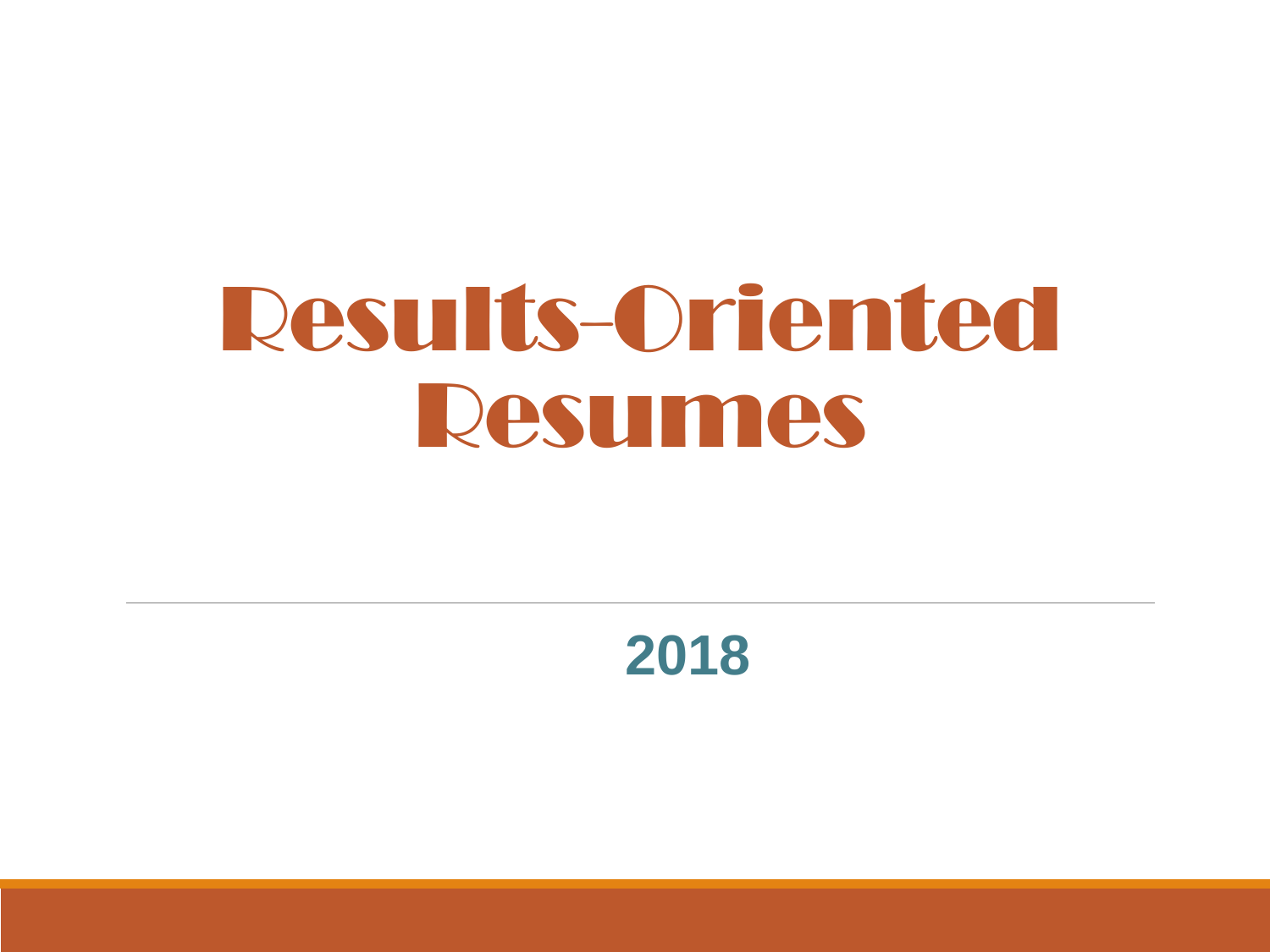# Results-Oriented Resumes

**2018**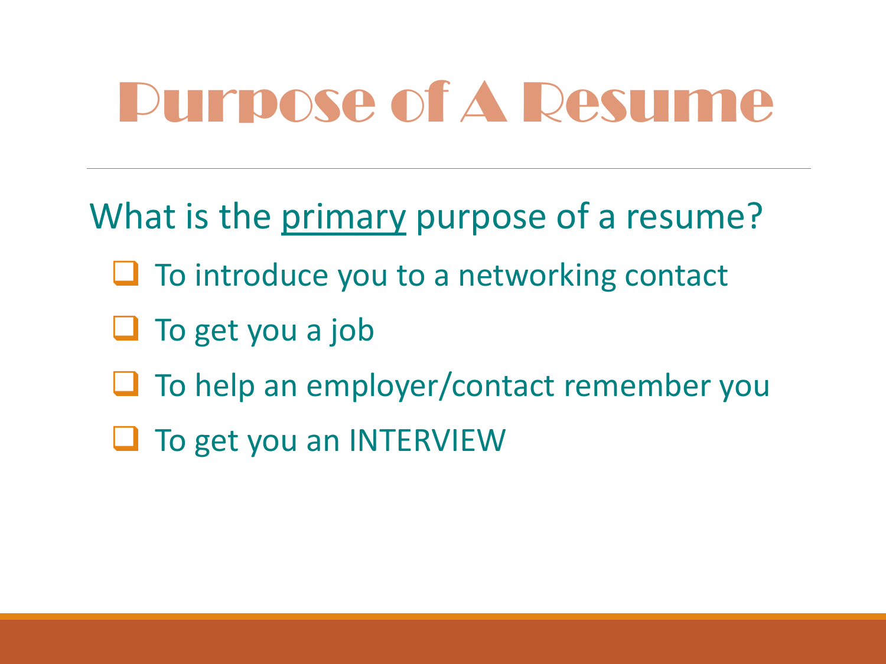# Purpose of A Resume

What is the <u>primary</u> purpose of a resume?

- [ ] To introduce you to a networking contact
- [ ] To get you a job
- [ ] To help an employer/contact remember you
- [ ] To get you an INTERVIEW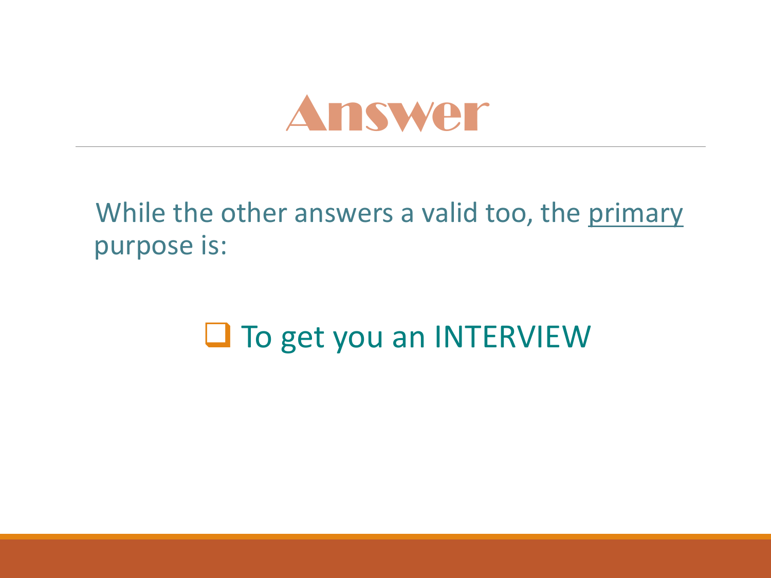# Answer

While the other answers a valid too, the <u>primary</u> purpose is:

- [ ] To get you an INTERVIEW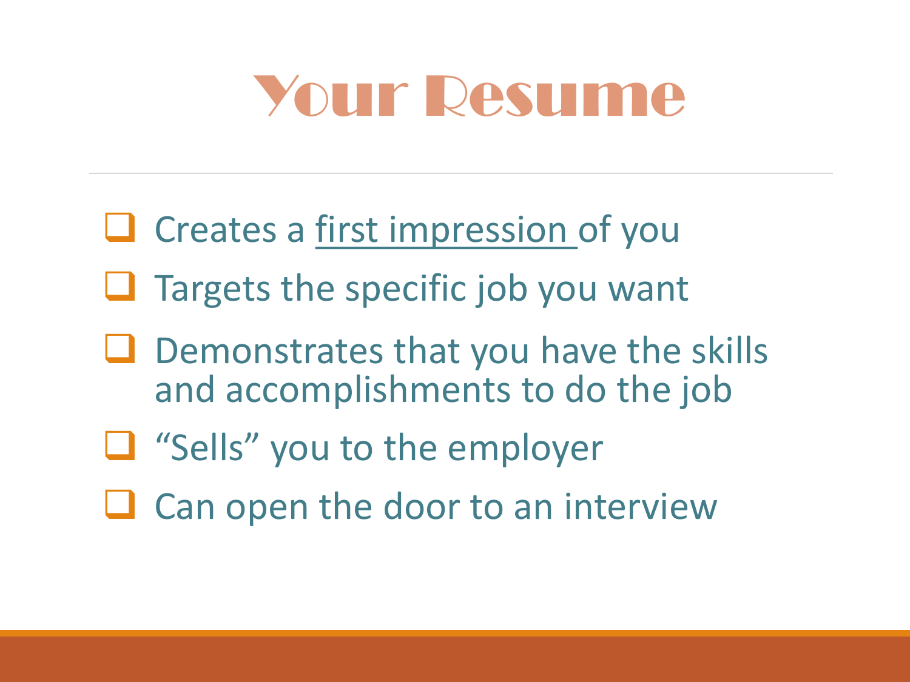# Your Resume

- Creates a <u>first impression</u> of you
- Targets the specific job you want
- Demonstrates that you have the skills and accomplishments to do the job
- "Sells" you to the employer
- Can open the door to an interview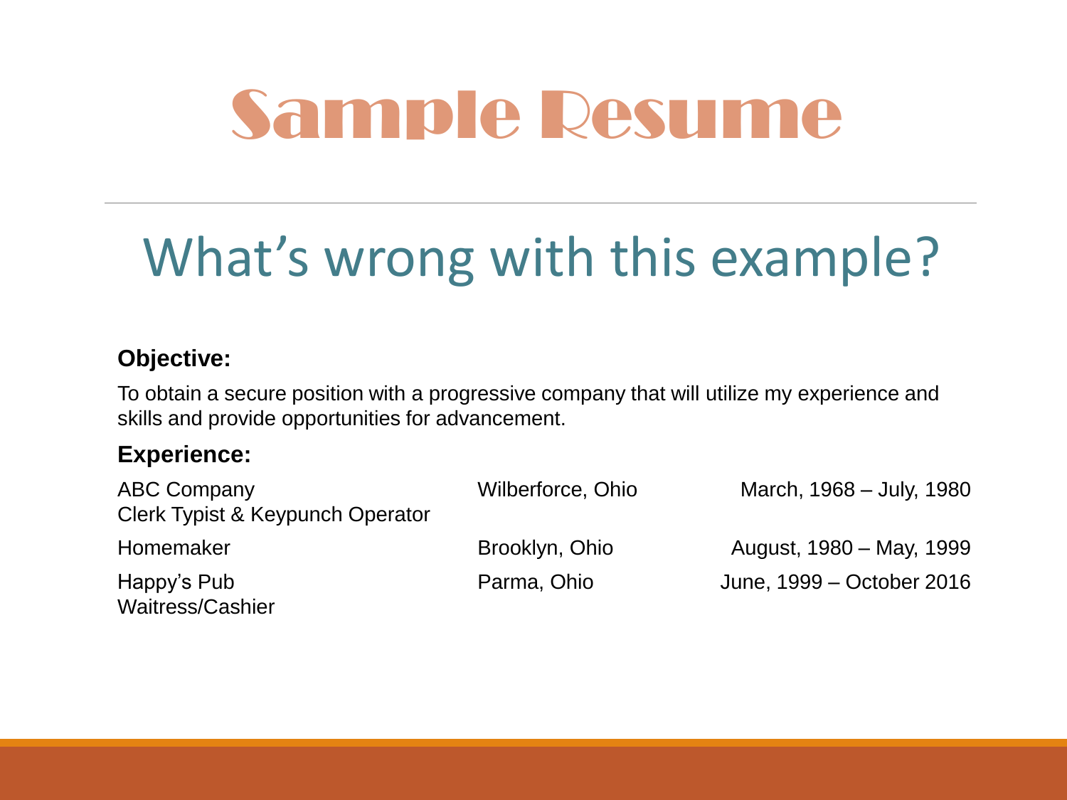# Sample Resume

## What's wrong with this example?

**Objective:**

To obtain a secure position with a progressive company that will utilize my experience and skills and provide opportunities for advancement.

**Experience:**

| | | |
|---|---|---|
| ABC Company<br>Clerk Typist & Keypunch Operator | Wilberforce, Ohio | March, 1968 – July, 1980 |
| Homemaker | Brooklyn, Ohio | August, 1980 – May, 1999 |
| Happy's Pub<br>Waitress/Cashier | Parma, Ohio | June, 1999 – October 2016 |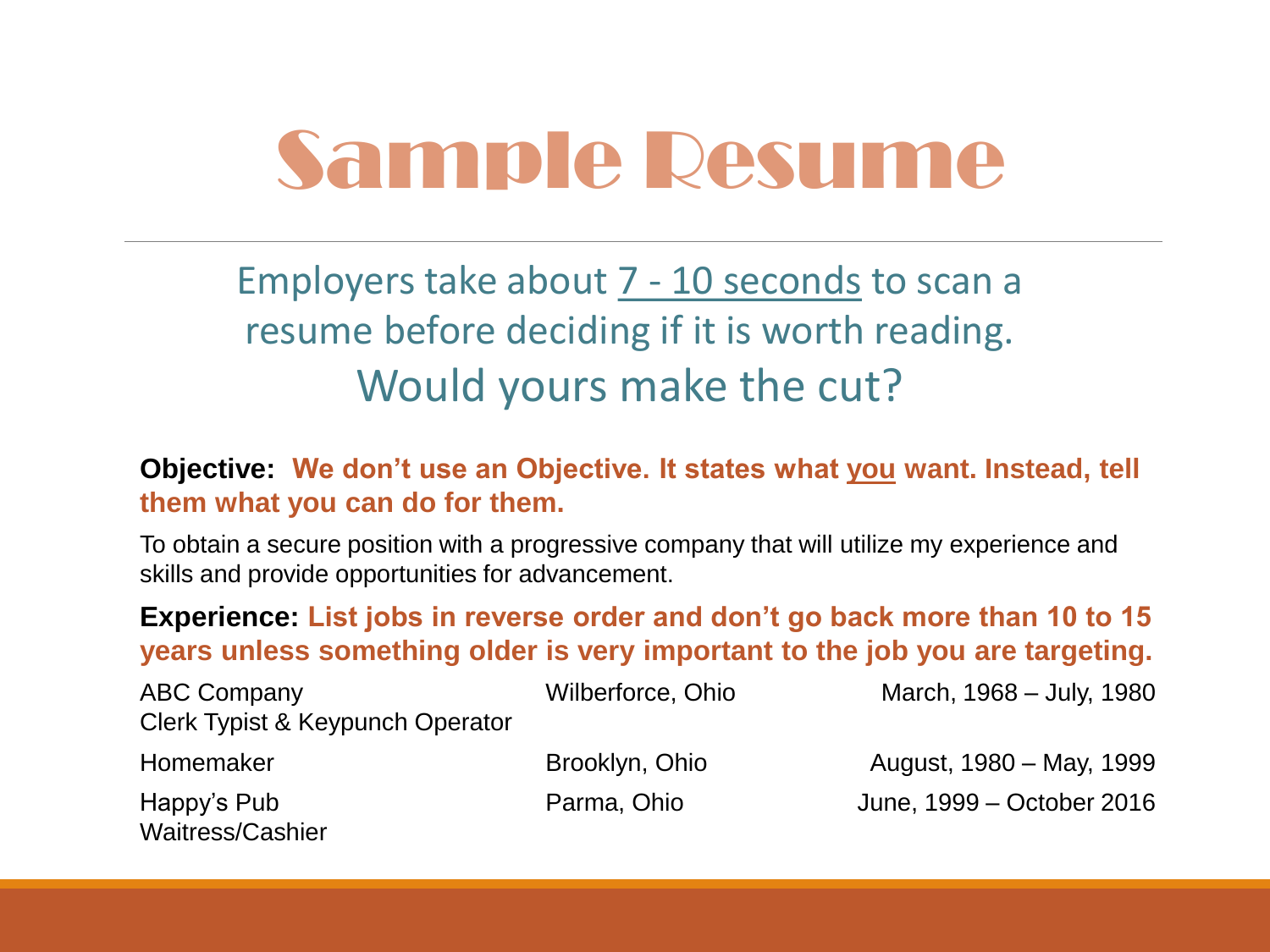# Sample Resume

Employers take about 7 - 10 seconds to scan a resume before deciding if it is worth reading.

Would yours make the cut?

**Objective:** **We don't use an Objective. It states what you want. Instead, tell them what you can do for them.**

To obtain a secure position with a progressive company that will utilize my experience and skills and provide opportunities for advancement.

**Experience:** **List jobs in reverse order and don't go back more than 10 to 15 years unless something older is very important to the job you are targeting.**

| | | |
|---|---|---|
| ABC Company<br>Clerk Typist & Keypunch Operator | Wilberforce, Ohio | March, 1968 – July, 1980 |
| Homemaker | Brooklyn, Ohio | August, 1980 – May, 1999 |
| Happy's Pub<br>Waitress/Cashier | Parma, Ohio | June, 1999 – October 2016 |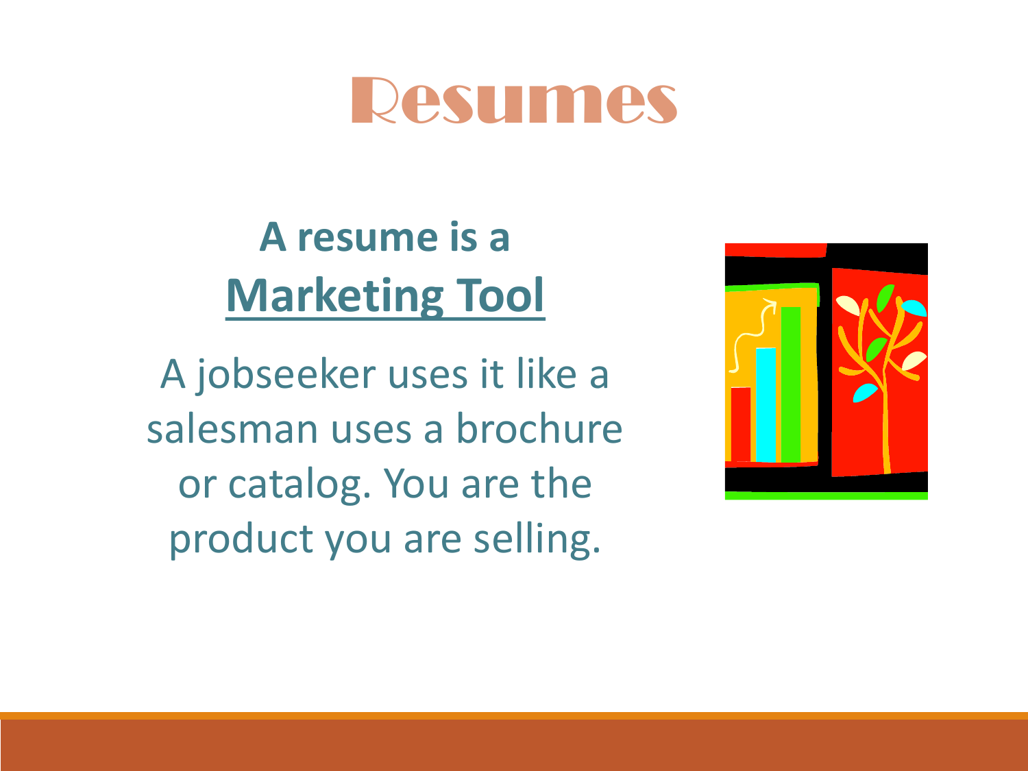# Resumes

**A resume is a**

**Marketing Tool**

A jobseeker uses it like a salesman uses a brochure or catalog. You are the product you are selling.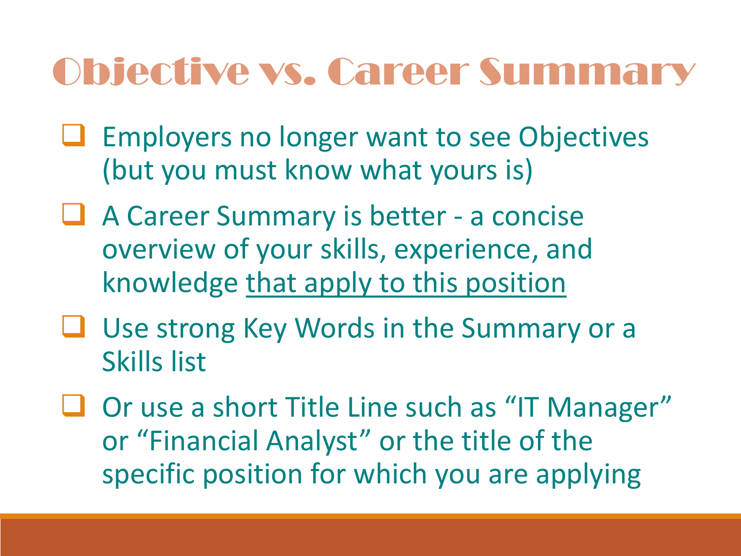# Objective vs. Career Summary

- Employers no longer want to see Objectives (but you must know what yours is)
- A Career Summary is better - a concise overview of your skills, experience, and knowledge <u>that apply to this position</u>
- Use strong Key Words in the Summary or a Skills list
- Or use a short Title Line such as “IT Manager” or “Financial Analyst” or the title of the specific position for which you are applying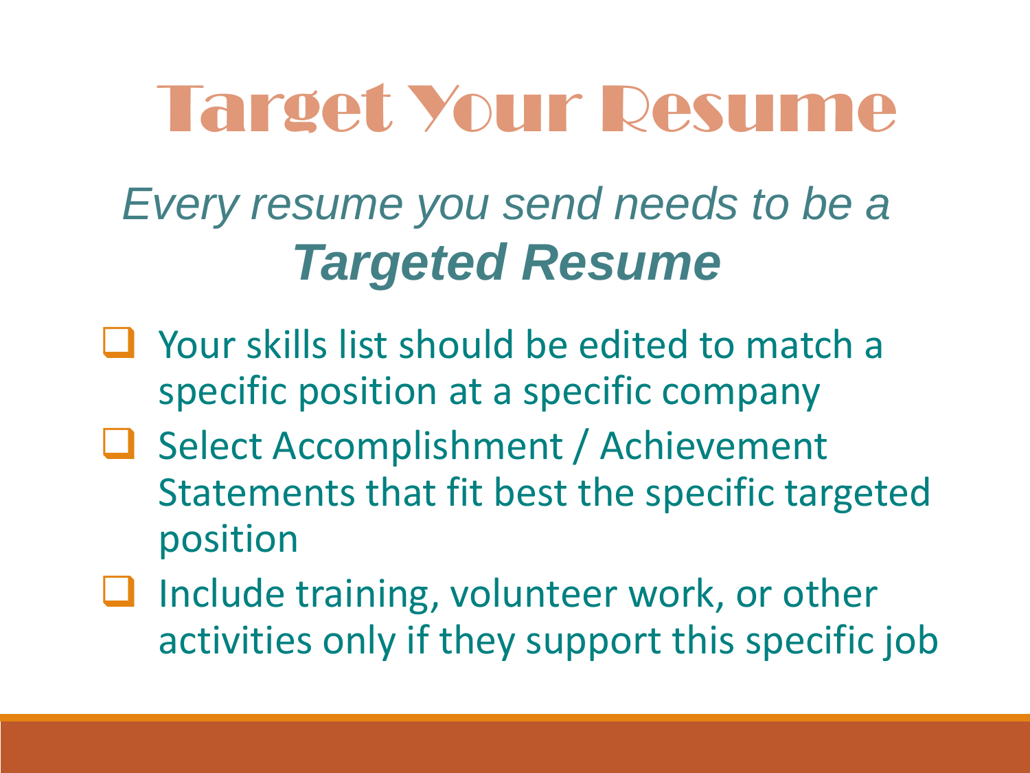# Target Your Resume

*Every resume you send needs to be a* ***Targeted Resume***

- Your skills list should be edited to match a specific position at a specific company
- Select Accomplishment / Achievement Statements that fit best the specific targeted position
- Include training, volunteer work, or other activities only if they support this specific job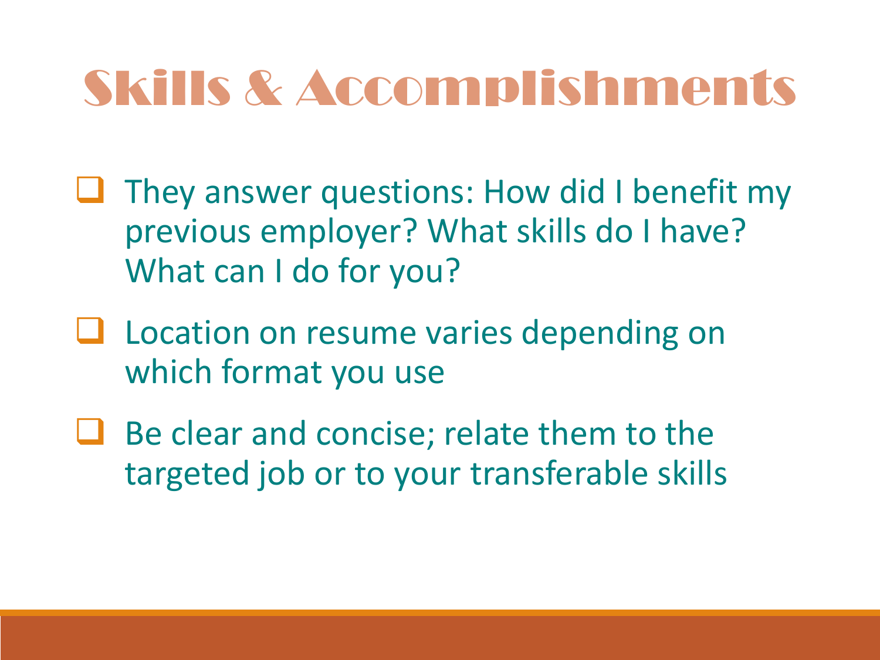# Skills & Accomplishments

- They answer questions: How did I benefit my previous employer? What skills do I have? What can I do for you?
- Location on resume varies depending on which format you use
- Be clear and concise; relate them to the targeted job or to your transferable skills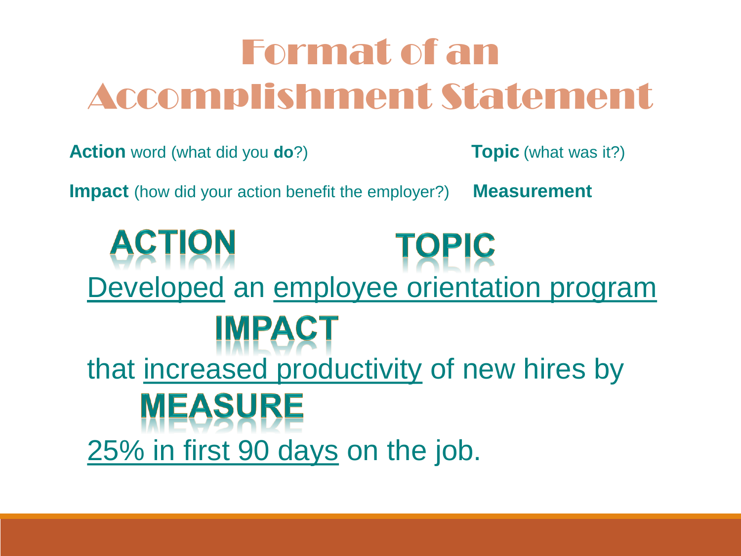# Format of an Accomplishment Statement

**Action** word (what did you **do**?)

**Topic** (what was it?)

**Impact** (how did your action benefit the employer?)

**Measurement**

ACTION

TOPIC

Developed an employee orientation program

IMPACT

that increased productivity of new hires by

MEASURE

25% in first 90 days on the job.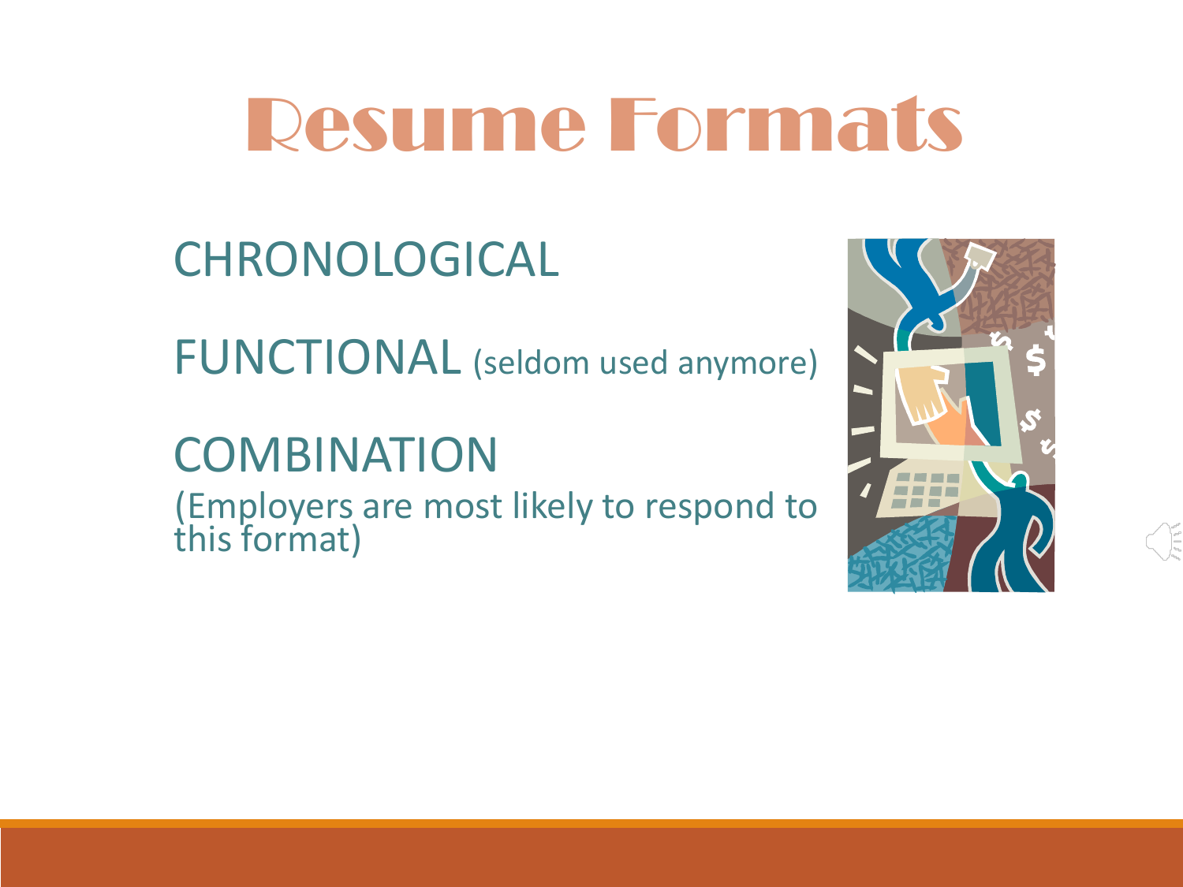# Resume Formats

CHRONOLOGICAL

FUNCTIONAL (seldom used anymore)

COMBINATION
(Employers are most likely to respond to this format)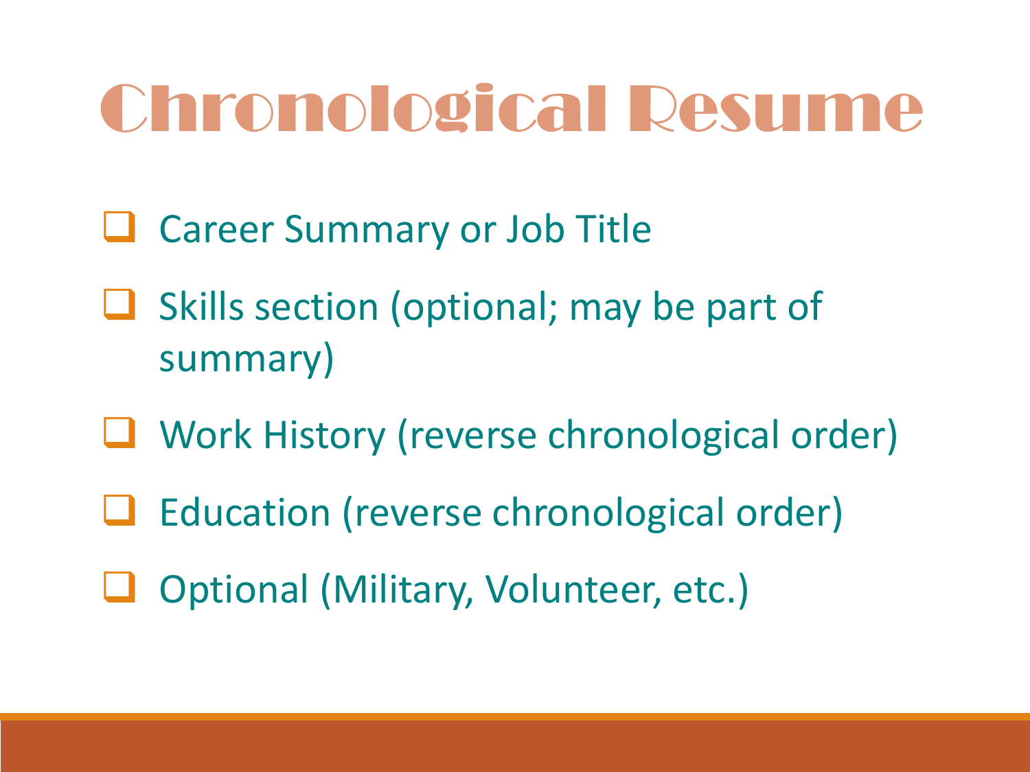# Chronological Resume

- Career Summary or Job Title
- Skills section (optional; may be part of summary)
- Work History (reverse chronological order)
- Education (reverse chronological order)
- Optional (Military, Volunteer, etc.)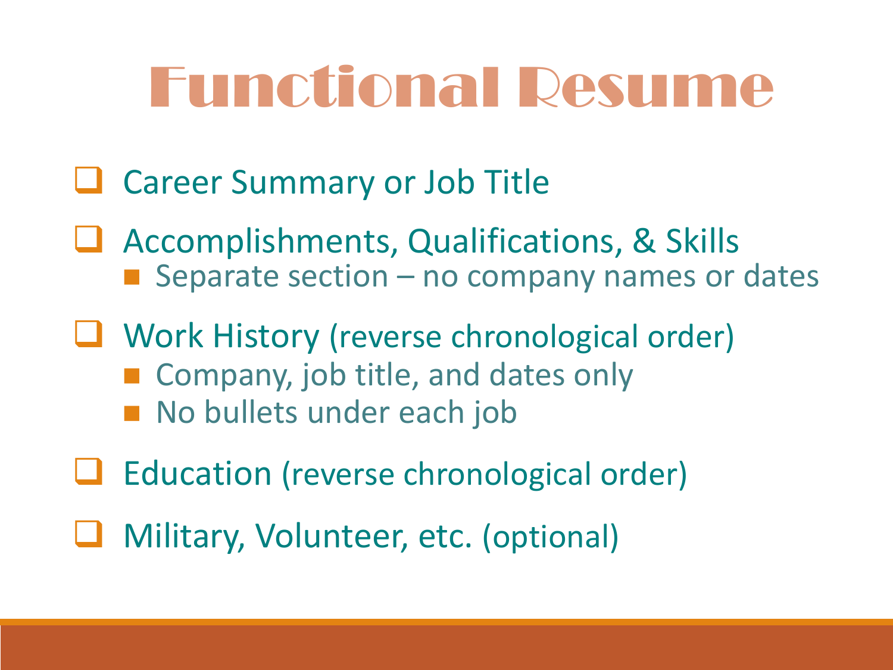# Functional Resume

- Career Summary or Job Title
- Accomplishments, Qualifications, & Skills
  - Separate section – no company names or dates
- Work History (reverse chronological order)
  - Company, job title, and dates only
  - No bullets under each job
- Education (reverse chronological order)
- Military, Volunteer, etc. (optional)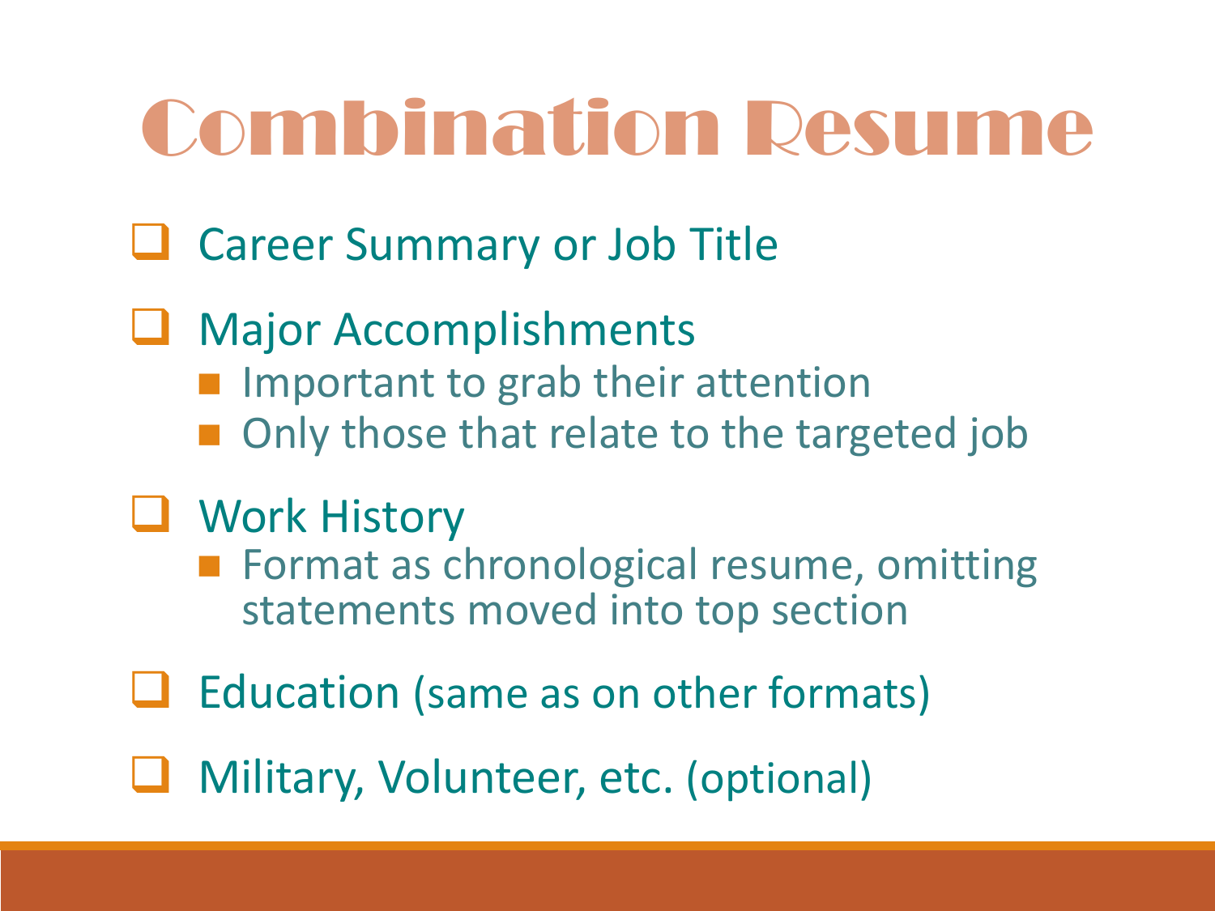# Combination Resume

- Career Summary or Job Title
- Major Accomplishments
  - Important to grab their attention
  - Only those that relate to the targeted job
- Work History
  - Format as chronological resume, omitting statements moved into top section
- Education (same as on other formats)
- Military, Volunteer, etc. (optional)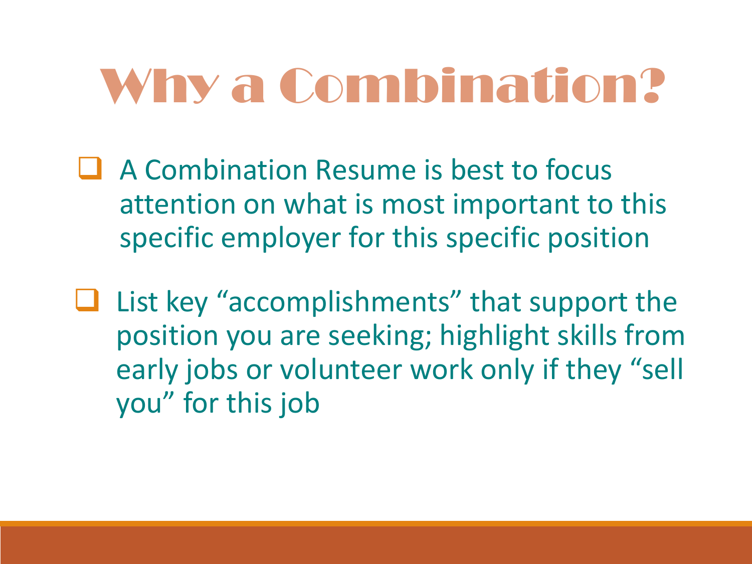# Why a Combination?

- A Combination Resume is best to focus attention on what is most important to this specific employer for this specific position
- List key "accomplishments" that support the position you are seeking; highlight skills from early jobs or volunteer work only if they "sell you" for this job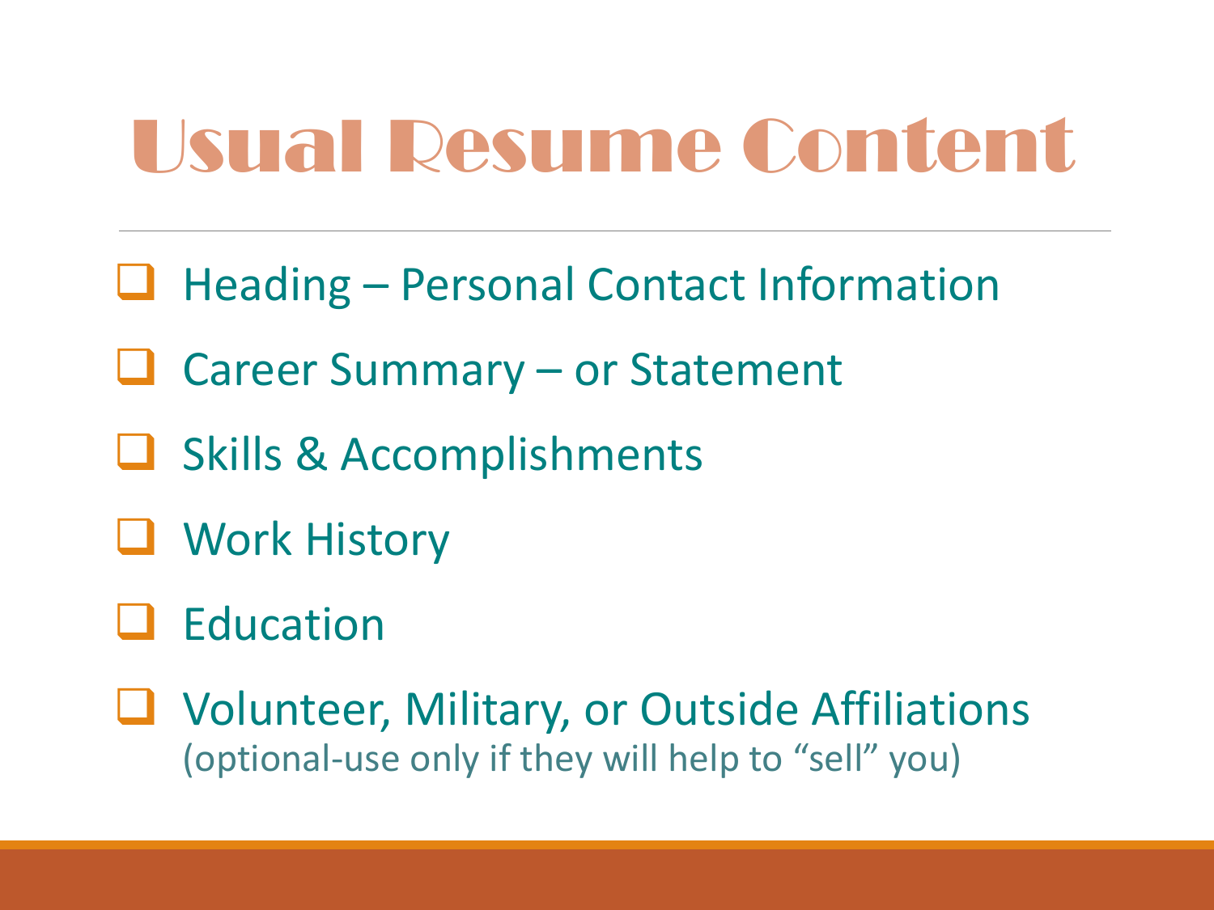# Usual Resume Content

- Heading – Personal Contact Information
- Career Summary – or Statement
- Skills & Accomplishments
- Work History
- Education
- Volunteer, Military, or Outside Affiliations
  (optional-use only if they will help to "sell" you)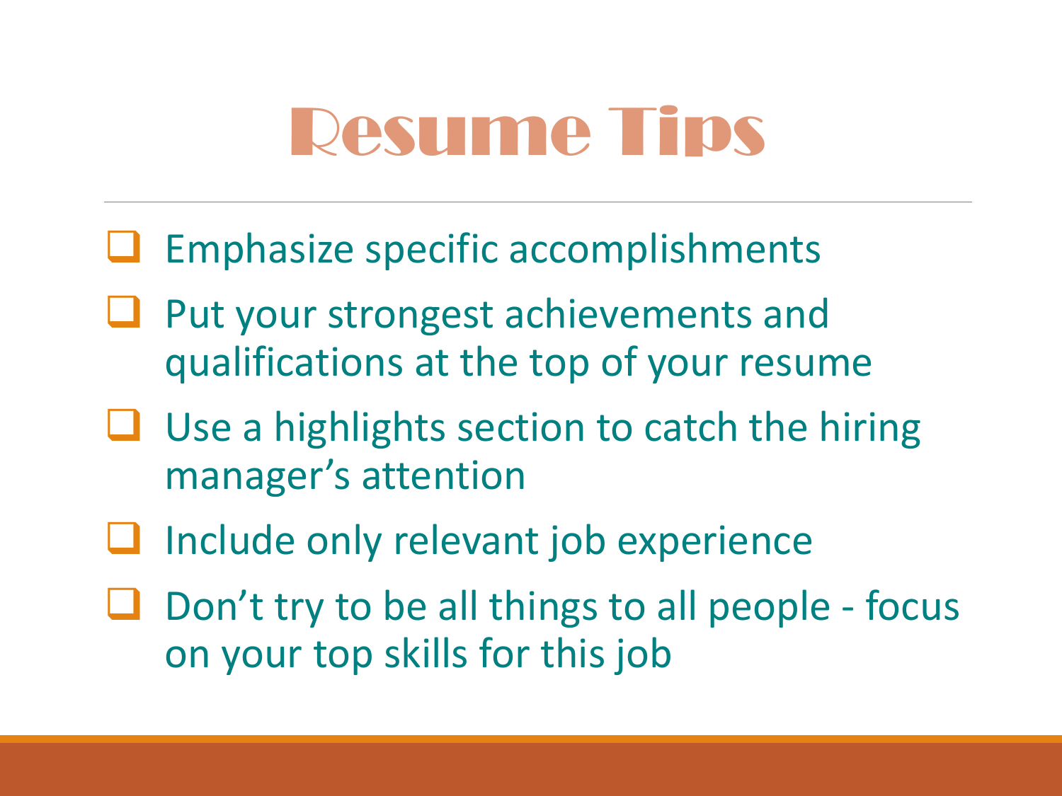# Resume Tips

- Emphasize specific accomplishments
- Put your strongest achievements and qualifications at the top of your resume
- Use a highlights section to catch the hiring manager's attention
- Include only relevant job experience
- Don't try to be all things to all people - focus on your top skills for this job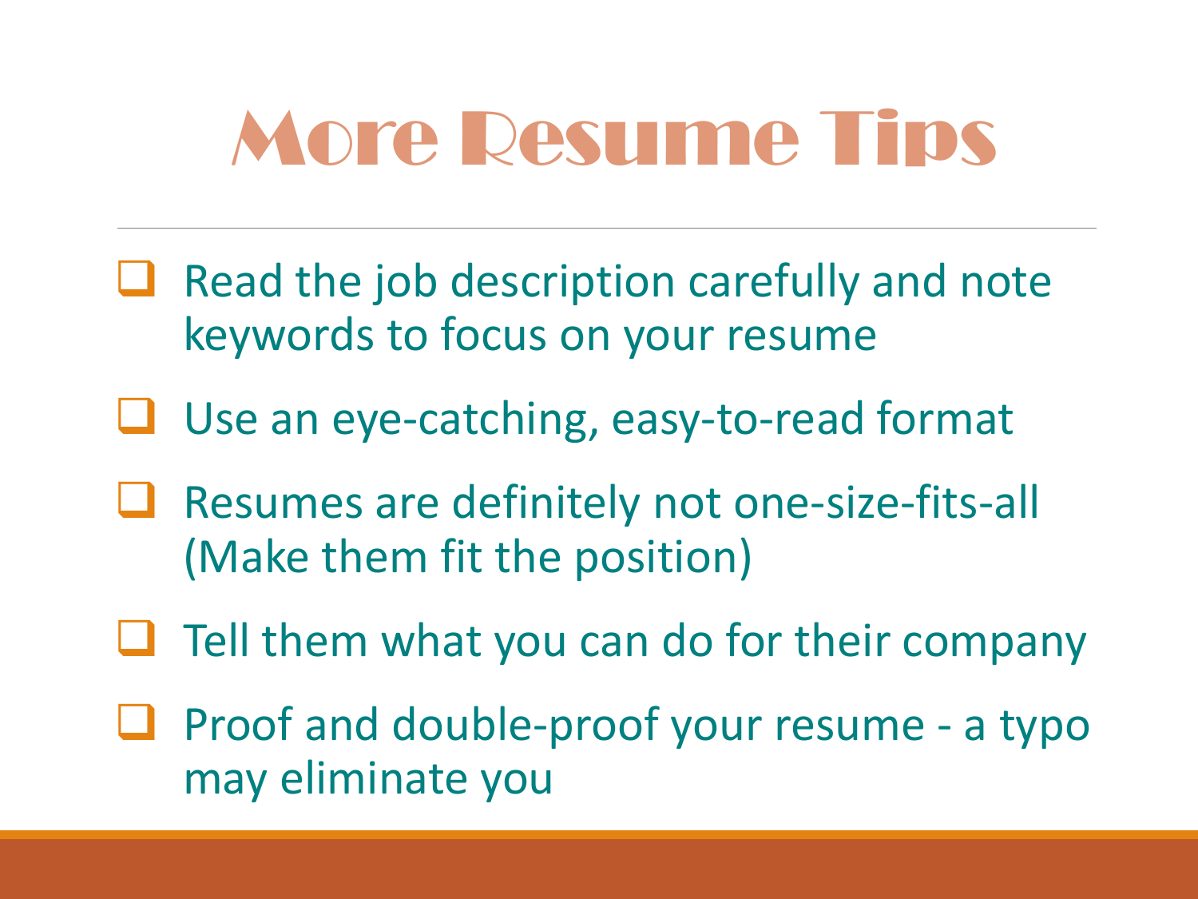# More Resume Tips

- Read the job description carefully and note keywords to focus on your resume
- Use an eye-catching, easy-to-read format
- Resumes are definitely not one-size-fits-all (Make them fit the position)
- Tell them what you can do for their company
- Proof and double-proof your resume - a typo may eliminate you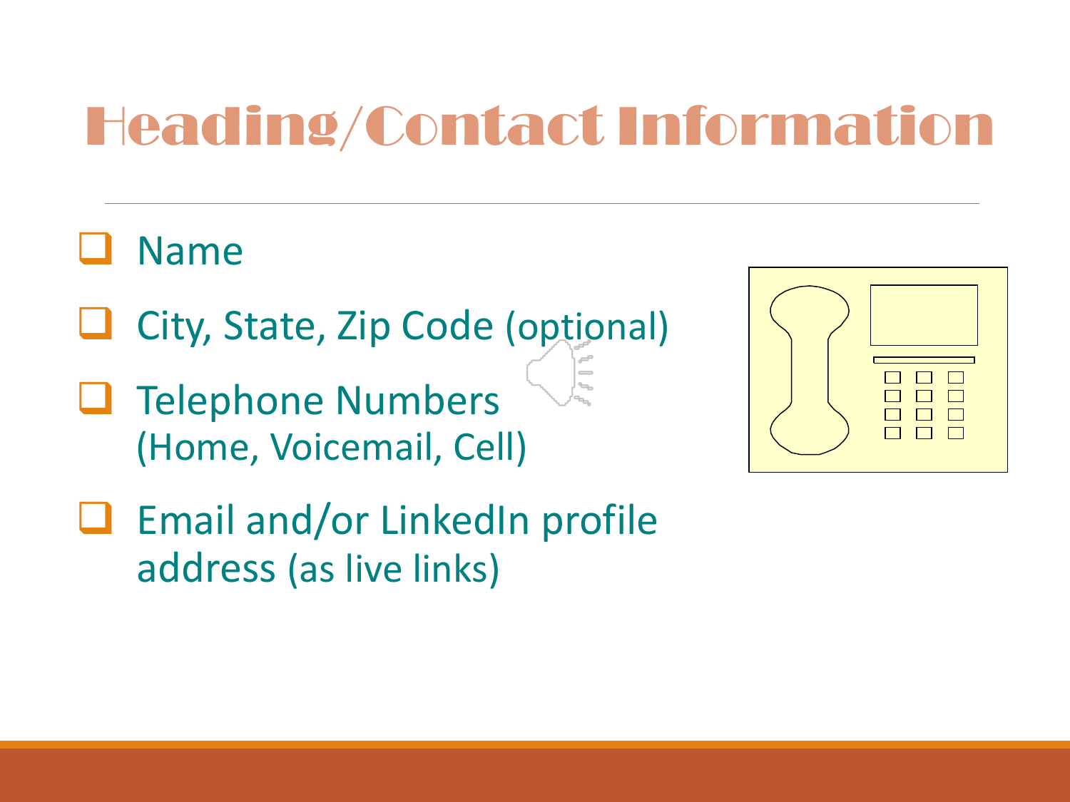# Heading/Contact Information

- Name
- City, State, Zip Code (optional)
- Telephone Numbers (Home, Voicemail, Cell)
- Email and/or LinkedIn profile address (as live links)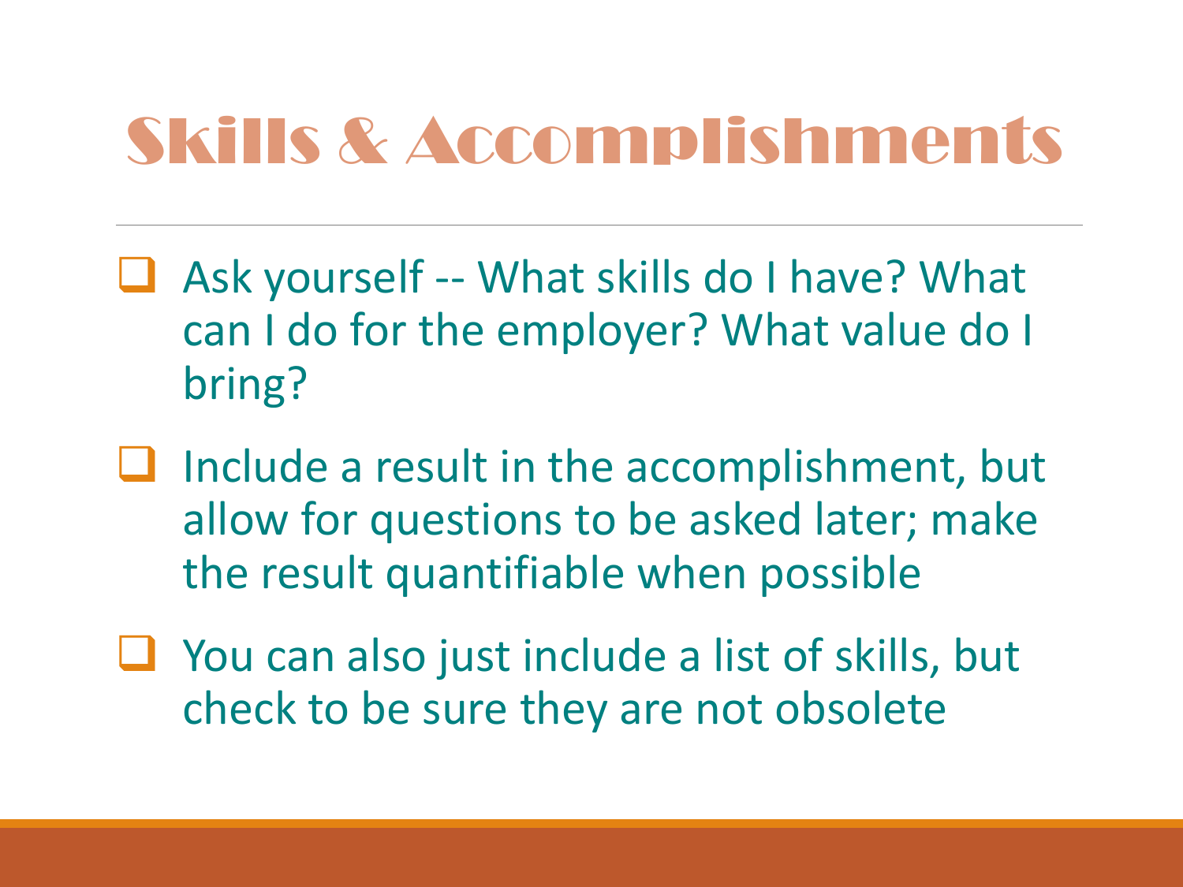# Skills & Accomplishments

- Ask yourself -- What skills do I have? What can I do for the employer? What value do I bring?
- Include a result in the accomplishment, but allow for questions to be asked later; make the result quantifiable when possible
- You can also just include a list of skills, but check to be sure they are not obsolete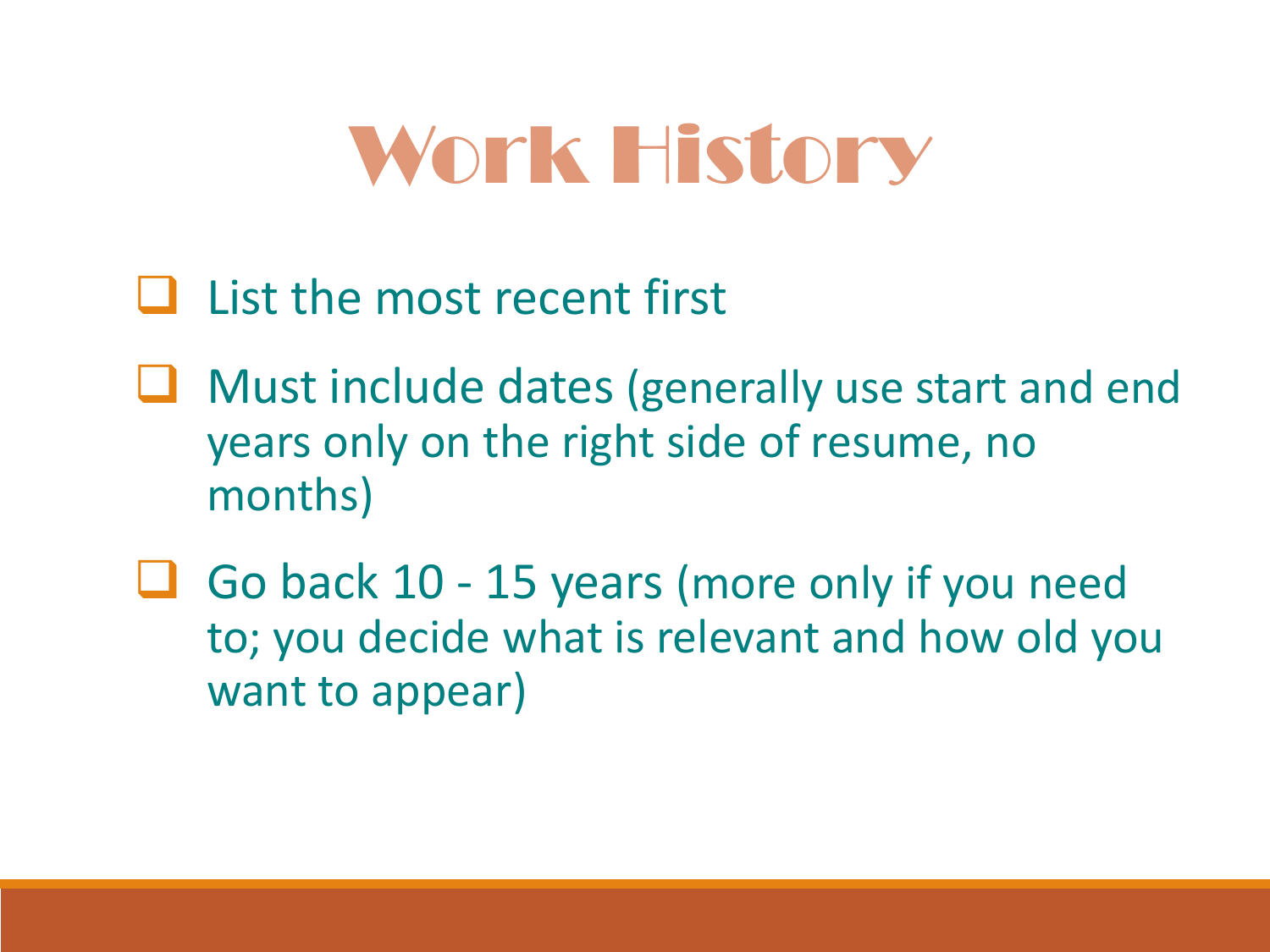# Work History

- List the most recent first
- Must include dates (generally use start and end years only on the right side of resume, no months)
- Go back 10 - 15 years (more only if you need to; you decide what is relevant and how old you want to appear)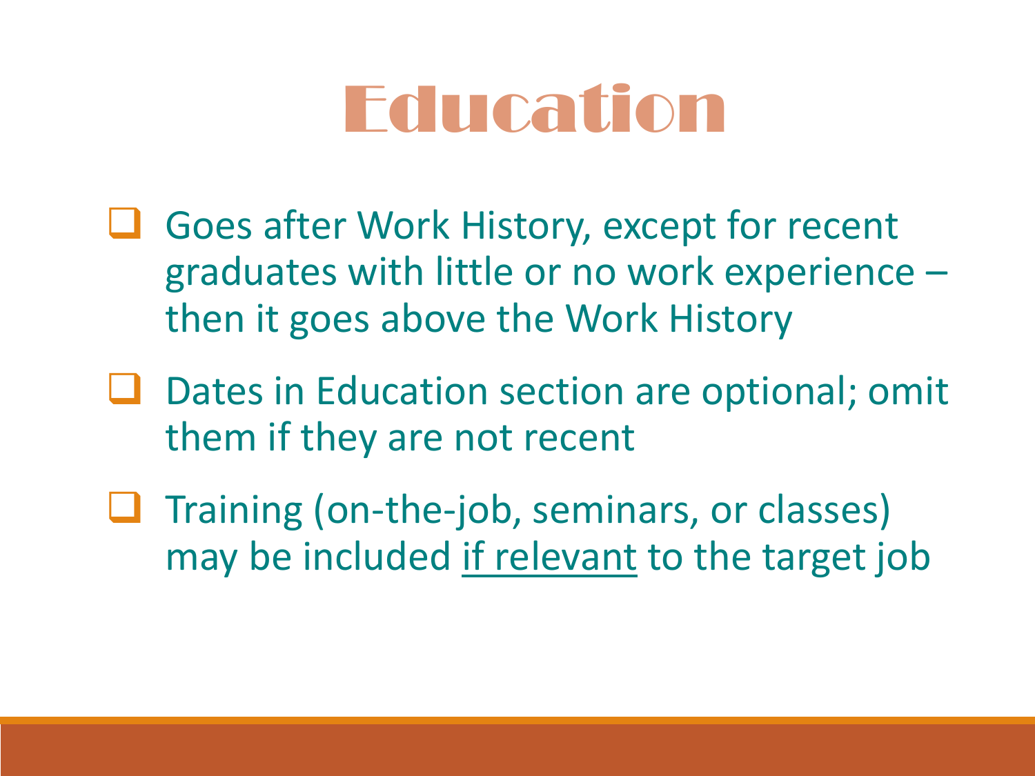# Education

- Goes after Work History, except for recent graduates with little or no work experience – then it goes above the Work History
- Dates in Education section are optional; omit them if they are not recent
- Training (on-the-job, seminars, or classes) may be included <u>if relevant</u> to the target job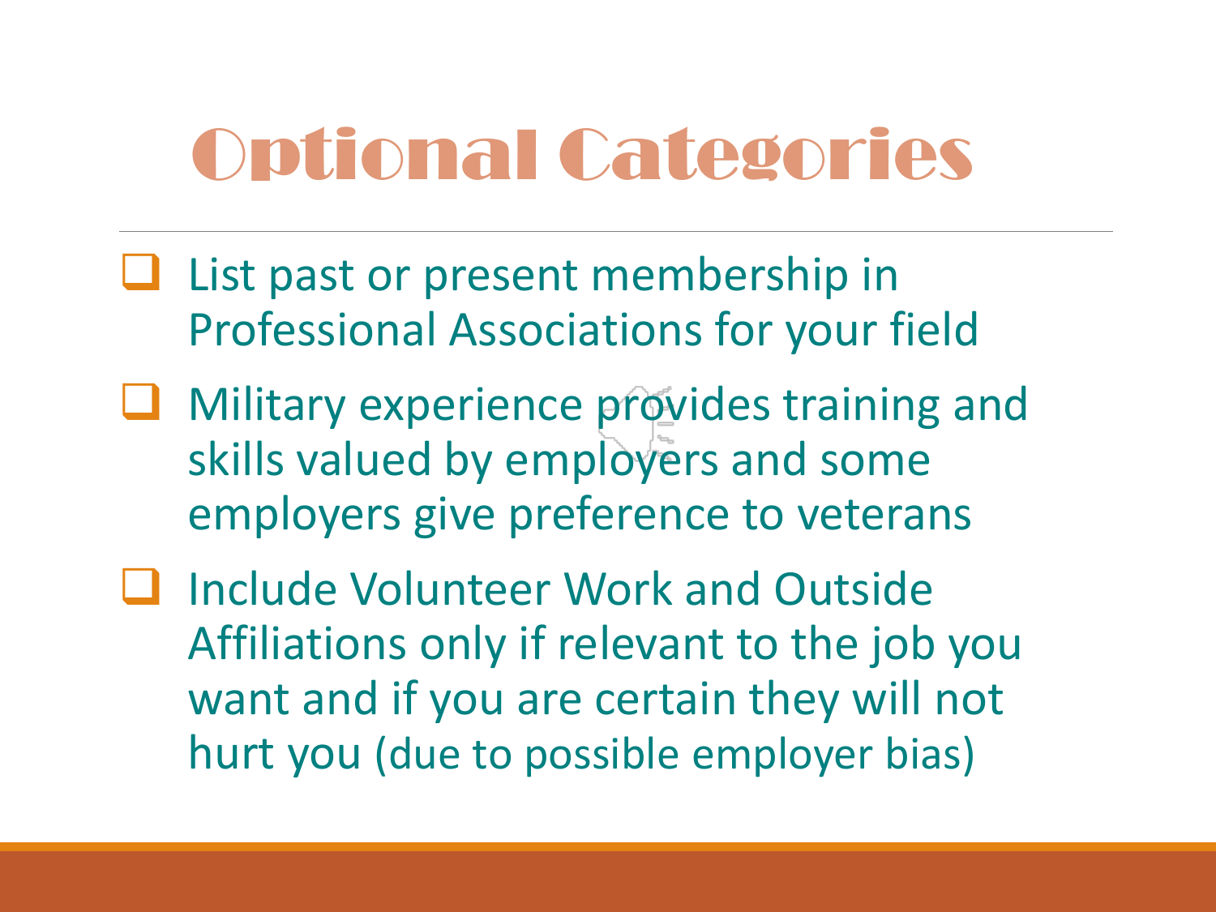# Optional Categories

- List past or present membership in Professional Associations for your field
- Military experience provides training and skills valued by employers and some employers give preference to veterans
- Include Volunteer Work and Outside Affiliations only if relevant to the job you want and if you are certain they will not hurt you (due to possible employer bias)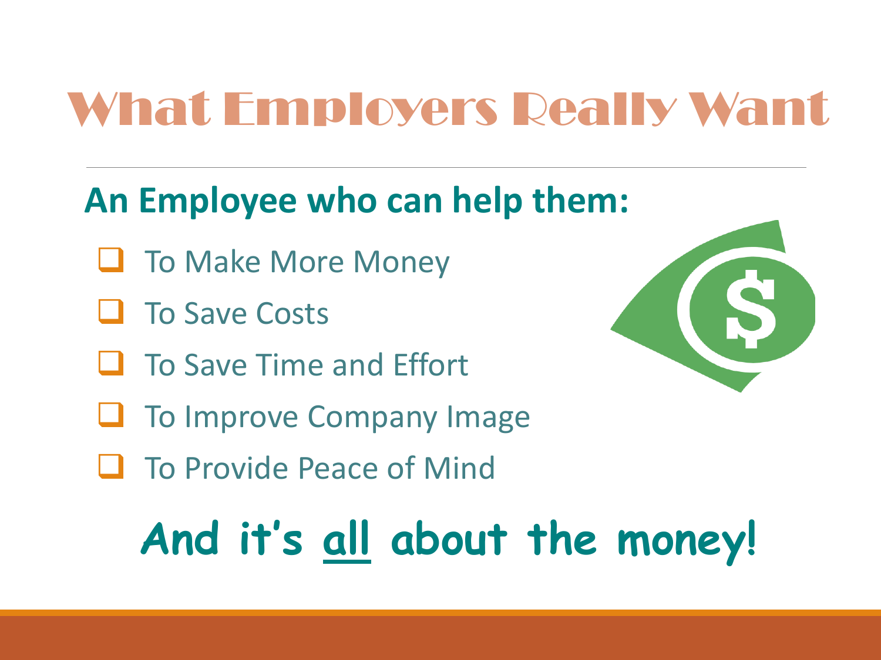# What Employers Really Want

**An Employee who can help them:**

- To Make More Money
- To Save Costs
- To Save Time and Effort
- To Improve Company Image
- To Provide Peace of Mind

**And it's <u>all</u> about the money!**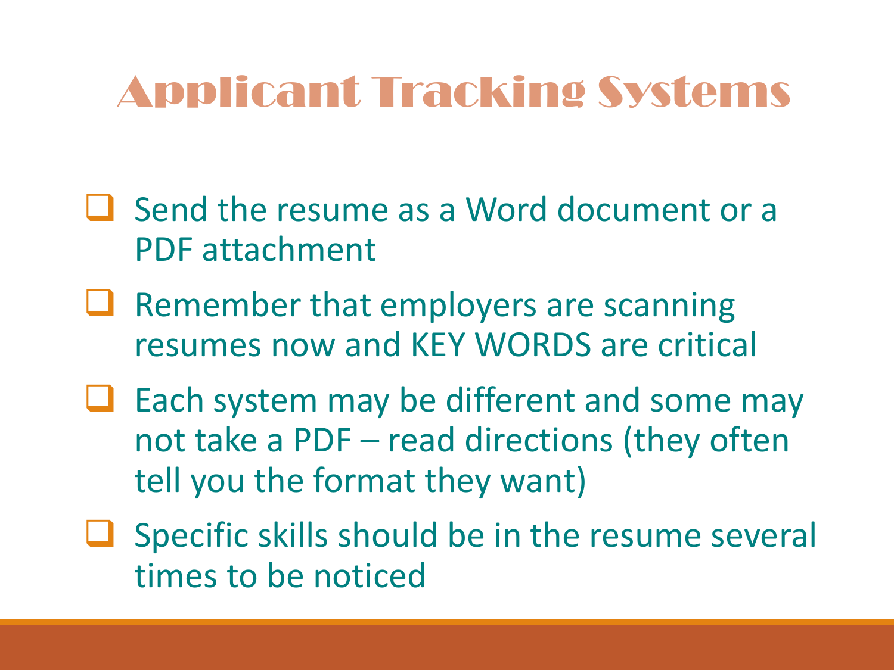# Applicant Tracking Systems

- Send the resume as a Word document or a PDF attachment
- Remember that employers are scanning resumes now and KEY WORDS are critical
- Each system may be different and some may not take a PDF – read directions (they often tell you the format they want)
- Specific skills should be in the resume several times to be noticed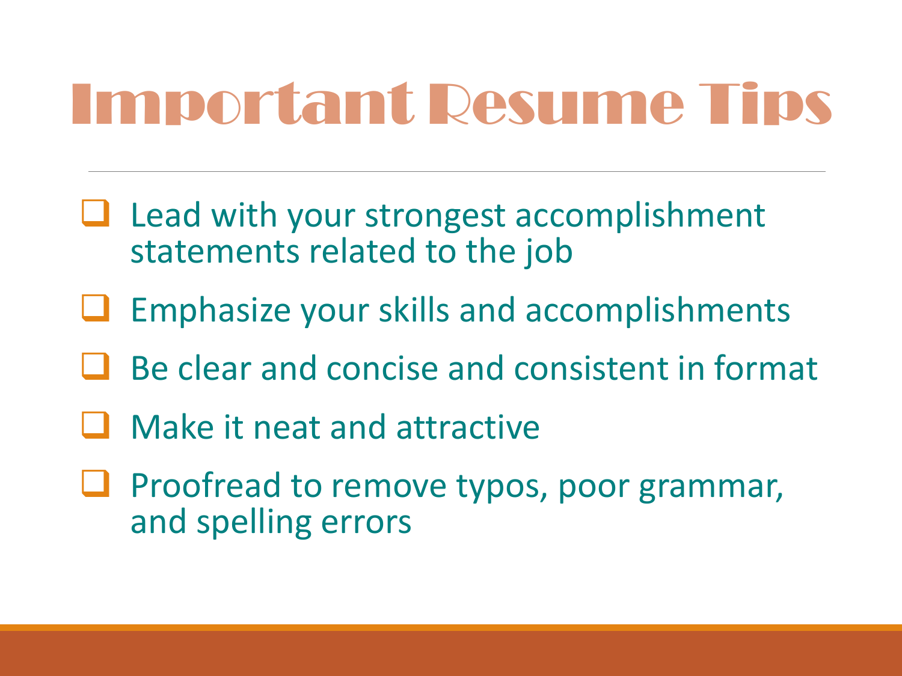# Important Resume Tips

- Lead with your strongest accomplishment statements related to the job
- Emphasize your skills and accomplishments
- Be clear and concise and consistent in format
- Make it neat and attractive
- Proofread to remove typos, poor grammar, and spelling errors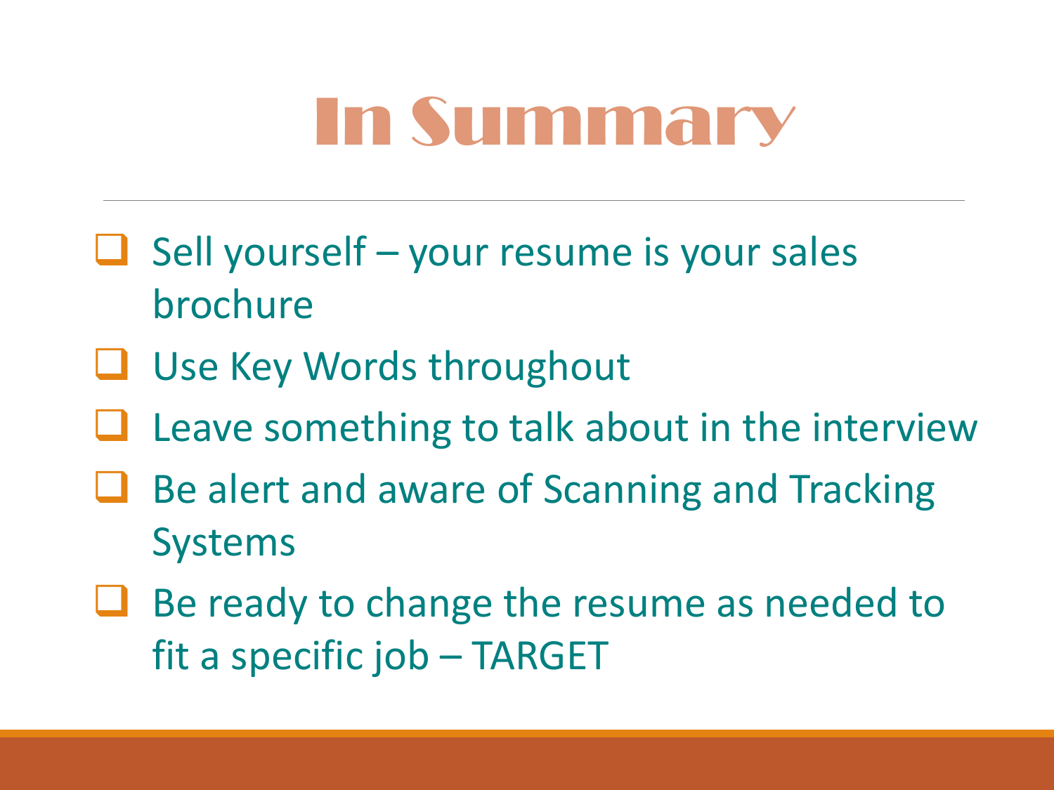# In Summary

- Sell yourself – your resume is your sales brochure
- Use Key Words throughout
- Leave something to talk about in the interview
- Be alert and aware of Scanning and Tracking Systems
- Be ready to change the resume as needed to fit a specific job – TARGET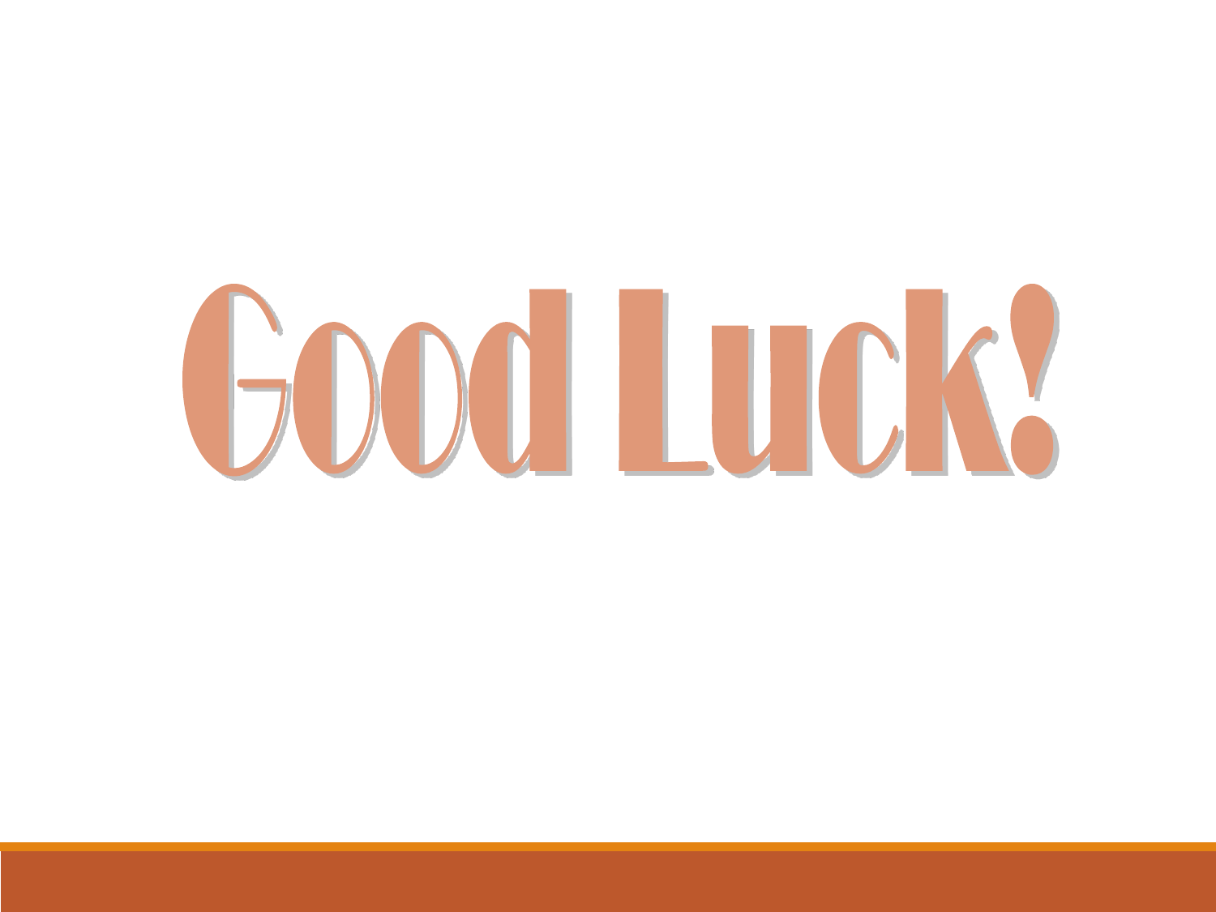# Good Luck!